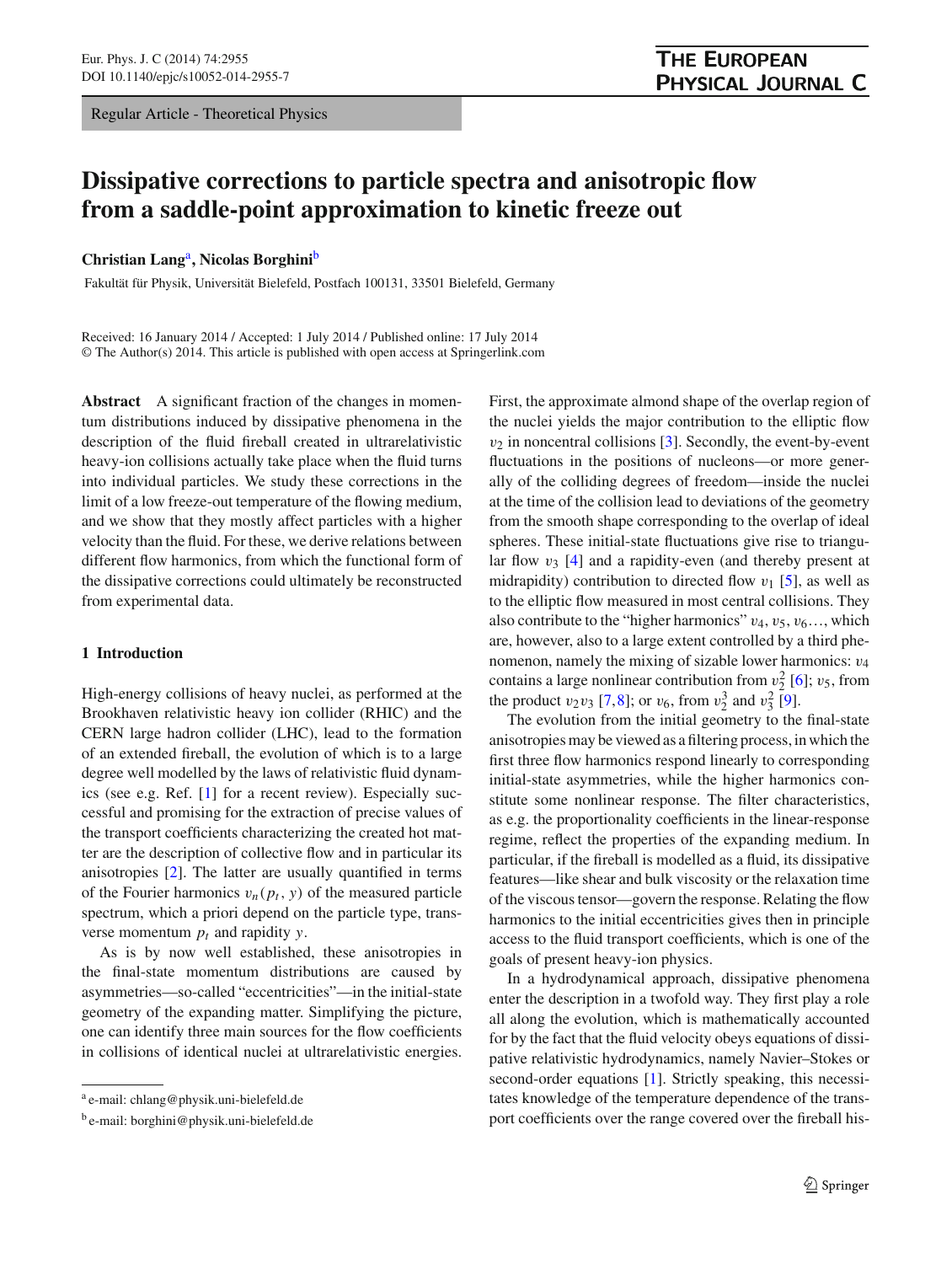Regular Article - Theoretical Physics

# Dissipative corrections to particle spectra and anisotropic flow from a saddle-point approximation to kinetic freeze out

**Christian Lang**[a], **Nicolas Borghini**[b]

Fakultät für Physik, Universität Bielefeld, Postfach 100131, 33501 Bielefeld, Germany

Received: 16 January 2014 / Accepted: 1 July 2014 / Published online: 17 July 2014
© The Author(s) 2014. This article is published with open access at Springerlink.com

**Abstract** A significant fraction of the changes in momentum distributions induced by dissipative phenomena in the description of the fluid fireball created in ultrarelativistic heavy-ion collisions actually take place when the fluid turns into individual particles. We study these corrections in the limit of a low freeze-out temperature of the flowing medium, and we show that they mostly affect particles with a higher velocity than the fluid. For these, we derive relations between different flow harmonics, from which the functional form of the dissipative corrections could ultimately be reconstructed from experimental data.

## 1 Introduction

High-energy collisions of heavy nuclei, as performed at the Brookhaven relativistic heavy ion collider (RHIC) and the CERN large hadron collider (LHC), lead to the formation of an extended fireball, the evolution of which is to a large degree well modelled by the laws of relativistic fluid dynamics (see e.g. Ref. [1] for a recent review). Especially successful and promising for the extraction of precise values of the transport coefficients characterizing the created hot matter are the description of collective flow and in particular its anisotropies [2]. The latter are usually quantified in terms of the Fourier harmonics $v_n(p_t, y)$ of the measured particle spectrum, which a priori depend on the particle type, transverse momentum $p_t$ and rapidity $y$.

As is by now well established, these anisotropies in the final-state momentum distributions are caused by asymmetries—so-called "eccentricities"—in the initial-state geometry of the expanding matter. Simplifying the picture, one can identify three main sources for the flow coefficients in collisions of identical nuclei at ultrarelativistic energies. First, the approximate almond shape of the overlap region of the nuclei yields the major contribution to the elliptic flow $v_2$ in noncentral collisions [3]. Secondly, the event-by-event fluctuations in the positions of nucleons—or more generally of the colliding degrees of freedom—inside the nuclei at the time of the collision lead to deviations of the geometry from the smooth shape corresponding to the overlap of ideal spheres. These initial-state fluctuations give rise to triangular flow $v_3$ [4] and a rapidity-even (and thereby present at midrapidity) contribution to directed flow $v_1$ [5], as well as to the elliptic flow measured in most central collisions. They also contribute to the "higher harmonics" $v_4, v_5, v_6\ldots$, which are, however, also to a large extent controlled by a third phenomenon, namely the mixing of sizable lower harmonics: $v_4$ contains a large nonlinear contribution from $v_2^2$ [6]; $v_5$, from the product $v_2 v_3$ [7,8]; or $v_6$, from $v_2^3$ and $v_3^2$ [9].

The evolution from the initial geometry to the final-state anisotropies may be viewed as a filtering process, in which the first three flow harmonics respond linearly to corresponding initial-state asymmetries, while the higher harmonics constitute some nonlinear response. The filter characteristics, as e.g. the proportionality coefficients in the linear-response regime, reflect the properties of the expanding medium. In particular, if the fireball is modelled as a fluid, its dissipative features—like shear and bulk viscosity or the relaxation time of the viscous tensor—govern the response. Relating the flow harmonics to the initial eccentricities gives then in principle access to the fluid transport coefficients, which is one of the goals of present heavy-ion physics.

In a hydrodynamical approach, dissipative phenomena enter the description in a twofold way. They first play a role all along the evolution, which is mathematically accounted for by the fact that the fluid velocity obeys equations of dissipative relativistic hydrodynamics, namely Navier–Stokes or second-order equations [1]. Strictly speaking, this necessitates knowledge of the temperature dependence of the transport coefficients over the range covered over the fireball his-

[a] e-mail: chlang@physik.uni-bielefeld.de

[b] e-mail: borghini@physik.uni-bielefeld.de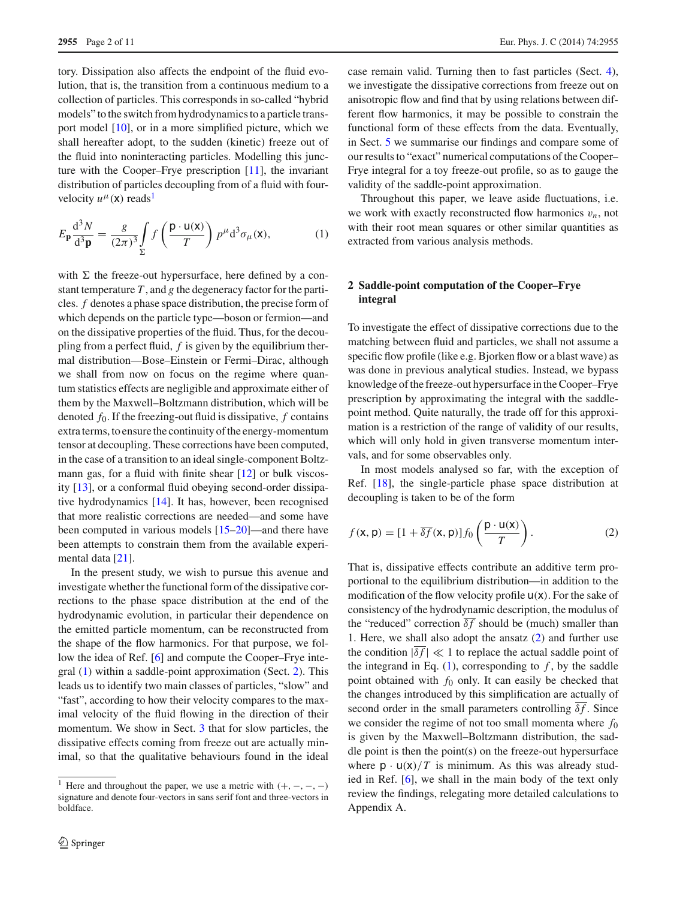tory. Dissipation also affects the endpoint of the fluid evolution, that is, the transition from a continuous medium to a collection of particles. This corresponds in so-called "hybrid models" to the switch from hydrodynamics to a particle transport model [10], or in a more simplified picture, which we shall hereafter adopt, to the sudden (kinetic) freeze out of the fluid into noninteracting particles. Modelling this juncture with the Cooper–Frye prescription [11], the invariant distribution of particles decoupling from a fluid with four-velocity $u^\mu(\mathsf{x})$ reads[1]

$$E_{\mathbf{p}} \frac{\mathrm{d}^3 N}{\mathrm{d}^3\mathbf{p}} = \frac{g}{(2\pi)^3} \int_{\Sigma} f\left(\frac{\mathsf{p}\cdot\mathsf{u}(\mathsf{x})}{T}\right) p^\mu \,\mathrm{d}^3\sigma_\mu(\mathsf{x}), \tag{1}$$

with $\Sigma$ the freeze-out hypersurface, here defined by a constant temperature $T$, and $g$ the degeneracy factor for the particles. $f$ denotes a phase space distribution, the precise form of which depends on the particle type—boson or fermion—and on the dissipative properties of the fluid. Thus, for the decoupling from a perfect fluid, $f$ is given by the equilibrium thermal distribution—Bose–Einstein or Fermi–Dirac, although we shall from now on focus on the regime where quantum statistics effects are negligible and approximate either of them by the Maxwell–Boltzmann distribution, which will be denoted $f_0$. If the freezing-out fluid is dissipative, $f$ contains extra terms, to ensure the continuity of the energy-momentum tensor at decoupling. These corrections have been computed, in the case of a transition to an ideal single-component Boltzmann gas, for a fluid with finite shear [12] or bulk viscosity [13], or a conformal fluid obeying second-order dissipative hydrodynamics [14]. It has, however, been recognised that more realistic corrections are needed—and some have been computed in various models [15–20]—and there have been attempts to constrain them from the available experimental data [21].

In the present study, we wish to pursue this avenue and investigate whether the functional form of the dissipative corrections to the phase space distribution at the end of the hydrodynamic evolution, in particular their dependence on the emitted particle momentum, can be reconstructed from the shape of the flow harmonics. For that purpose, we follow the idea of Ref. [6] and compute the Cooper–Frye integral (1) within a saddle-point approximation (Sect. 2). This leads us to identify two main classes of particles, "slow" and "fast", according to how their velocity compares to the maximal velocity of the fluid flowing in the direction of their momentum. We show in Sect. 3 that for slow particles, the dissipative effects coming from freeze out are actually minimal, so that the qualitative behaviours found in the ideal case remain valid. Turning then to fast particles (Sect. 4), we investigate the dissipative corrections from freeze out on anisotropic flow and find that by using relations between different flow harmonics, it may be possible to constrain the functional form of these effects from the data. Eventually, in Sect. 5 we summarise our findings and compare some of our results to "exact" numerical computations of the Cooper–Frye integral for a toy freeze-out profile, so as to gauge the validity of the saddle-point approximation.

Throughout this paper, we leave aside fluctuations, i.e. we work with exactly reconstructed flow harmonics $v_n$, not with their root mean squares or other similar quantities as extracted from various analysis methods.

## 2 Saddle-point computation of the Cooper–Frye integral

To investigate the effect of dissipative corrections due to the matching between fluid and particles, we shall not assume a specific flow profile (like e.g. Bjorken flow or a blast wave) as was done in previous analytical studies. Instead, we bypass knowledge of the freeze-out hypersurface in the Cooper–Frye prescription by approximating the integral with the saddle-point method. Quite naturally, the trade off for this approximation is a restriction of the range of validity of our results, which will only hold in given transverse momentum intervals, and for some observables only.

In most models analysed so far, with the exception of Ref. [18], the single-particle phase space distribution at decoupling is taken to be of the form

$$f(\mathsf{x},\mathsf{p}) = [1 + \overline{\delta f}(\mathsf{x},\mathsf{p})]\, f_0\left(\frac{\mathsf{p}\cdot\mathsf{u}(\mathsf{x})}{T}\right). \tag{2}$$

That is, dissipative effects contribute an additive term proportional to the equilibrium distribution—in addition to the modification of the flow velocity profile $\mathsf{u}(\mathsf{x})$. For the sake of consistency of the hydrodynamic description, the modulus of the "reduced" correction $\overline{\delta f}$ should be (much) smaller than 1. Here, we shall also adopt the ansatz (2) and further use the condition $|\overline{\delta f}| \ll 1$ to replace the actual saddle point of the integrand in Eq. (1), corresponding to $f$, by the saddle point obtained with $f_0$ only. It can easily be checked that the changes introduced by this simplification are actually of second order in the small parameters controlling $\overline{\delta f}$. Since we consider the regime of not too small momenta where $f_0$ is given by the Maxwell–Boltzmann distribution, the saddle point is then the point(s) on the freeze-out hypersurface where $\mathsf{p}\cdot\mathsf{u}(\mathsf{x})/T$ is minimum. As this was already studied in Ref. [6], we shall in the main body of the text only review the findings, relegating more detailed calculations to Appendix A.

---

[1] Here and throughout the paper, we use a metric with $(+,-,-,-)$ signature and denote four-vectors in sans serif font and three-vectors in boldface.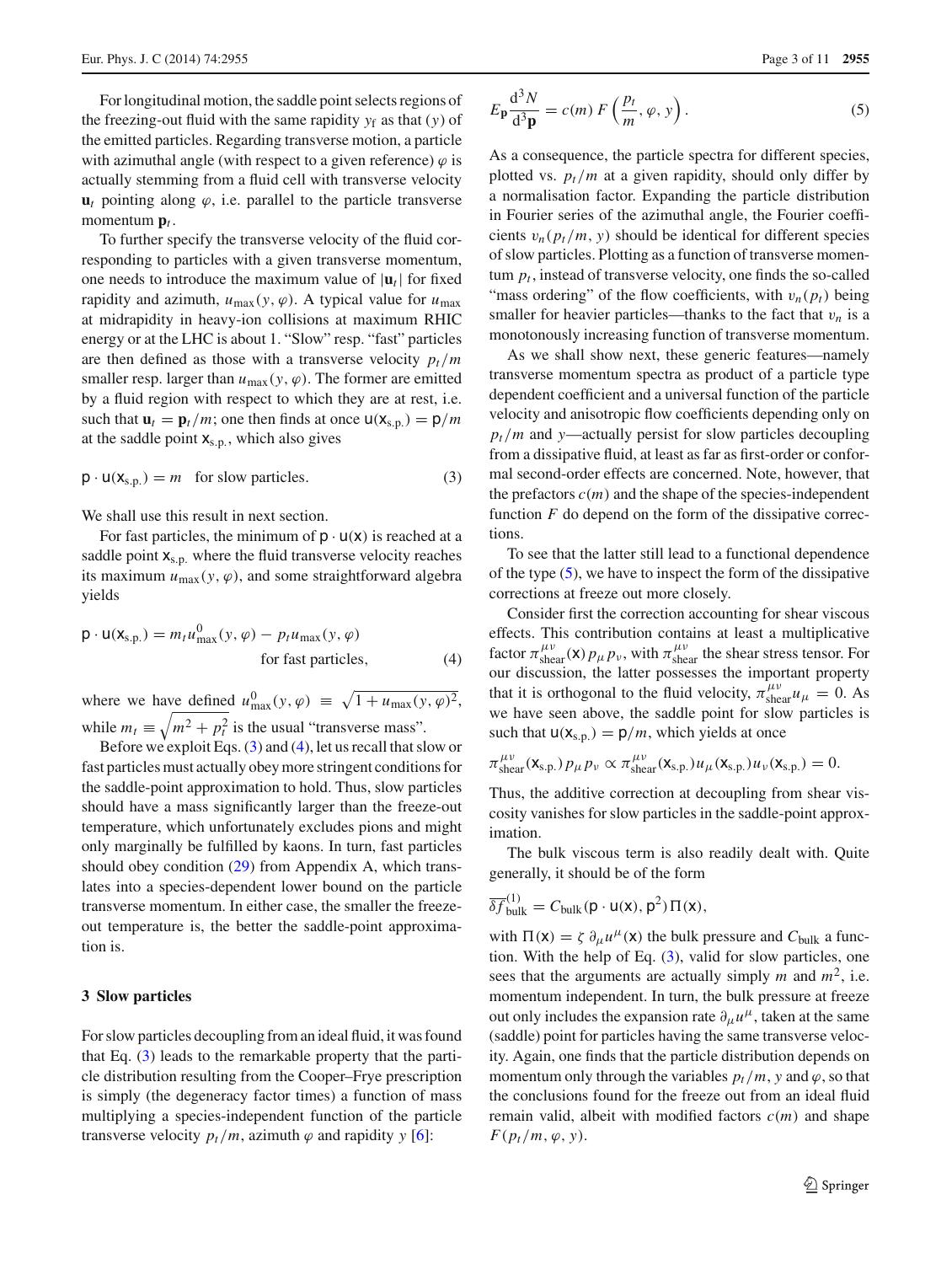For longitudinal motion, the saddle point selects regions of the freezing-out fluid with the same rapidity $y_f$ as that ($y$) of the emitted particles. Regarding transverse motion, a particle with azimuthal angle (with respect to a given reference) $\varphi$ is actually stemming from a fluid cell with transverse velocity $\mathbf{u}_t$ pointing along $\varphi$, i.e. parallel to the particle transverse momentum $\mathbf{p}_t$.

To further specify the transverse velocity of the fluid corresponding to particles with a given transverse momentum, one needs to introduce the maximum value of $|\mathbf{u}_t|$ for fixed rapidity and azimuth, $u_{\max}(y, \varphi)$. A typical value for $u_{\max}$ at midrapidity in heavy-ion collisions at maximum RHIC energy or at the LHC is about 1. "Slow" resp. "fast" particles are then defined as those with a transverse velocity $p_t/m$ smaller resp. larger than $u_{\max}(y, \varphi)$. The former are emitted by a fluid region with respect to which they are at rest, i.e. such that $\mathbf{u}_t = \mathbf{p}_t/m$; one then finds at once $\mathsf{u}(\mathsf{x}_{\text{s.p.}}) = \mathsf{p}/m$ at the saddle point $\mathsf{x}_{\text{s.p.}}$, which also gives

$$\mathsf{p} \cdot \mathsf{u}(\mathsf{x}_{\text{s.p.}}) = m \quad \text{for slow particles.} \tag{3}$$

We shall use this result in next section.

For fast particles, the minimum of $\mathsf{p} \cdot \mathsf{u}(\mathsf{x})$ is reached at a saddle point $\mathsf{x}_{\text{s.p.}}$ where the fluid transverse velocity reaches its maximum $u_{\max}(y, \varphi)$, and some straightforward algebra yields

$$\mathsf{p} \cdot \mathsf{u}(\mathsf{x}_{\text{s.p.}}) = m_t u^0_{\max}(y, \varphi) - p_t u_{\max}(y, \varphi) \quad \text{for fast particles,} \tag{4}$$

where we have defined $u^0_{\max}(y, \varphi) \equiv \sqrt{1 + u_{\max}(y, \varphi)^2}$, while $m_t \equiv \sqrt{m^2 + p_t^2}$ is the usual "transverse mass".

Before we exploit Eqs. (3) and (4), let us recall that slow or fast particles must actually obey more stringent conditions for the saddle-point approximation to hold. Thus, slow particles should have a mass significantly larger than the freeze-out temperature, which unfortunately excludes pions and might only marginally be fulfilled by kaons. In turn, fast particles should obey condition (29) from Appendix A, which translates into a species-dependent lower bound on the particle transverse momentum. In either case, the smaller the freeze-out temperature is, the better the saddle-point approximation is.

## 3 Slow particles

For slow particles decoupling from an ideal fluid, it was found that Eq. (3) leads to the remarkable property that the particle distribution resulting from the Cooper–Frye prescription is simply (the degeneracy factor times) a function of mass multiplying a species-independent function of the particle transverse velocity $p_t/m$, azimuth $\varphi$ and rapidity $y$ [6]:

$$E_{\mathbf{p}} \frac{\mathrm{d}^3 N}{\mathrm{d}^3 \mathbf{p}} = c(m)\, F\left(\frac{p_t}{m}, \varphi, y\right). \tag{5}$$

As a consequence, the particle spectra for different species, plotted vs. $p_t/m$ at a given rapidity, should only differ by a normalisation factor. Expanding the particle distribution in Fourier series of the azimuthal angle, the Fourier coefficients $v_n(p_t/m, y)$ should be identical for different species of slow particles. Plotting as a function of transverse momentum $p_t$, instead of transverse velocity, one finds the so-called "mass ordering" of the flow coefficients, with $v_n(p_t)$ being smaller for heavier particles—thanks to the fact that $v_n$ is a monotonously increasing function of transverse momentum.

As we shall show next, these generic features—namely transverse momentum spectra as product of a particle type dependent coefficient and a universal function of the particle velocity and anisotropic flow coefficients depending only on $p_t/m$ and $y$—actually persist for slow particles decoupling from a dissipative fluid, at least as far as first-order or conformal second-order effects are concerned. Note, however, that the prefactors $c(m)$ and the shape of the species-independent function $F$ do depend on the form of the dissipative corrections.

To see that the latter still lead to a functional dependence of the type (5), we have to inspect the form of the dissipative corrections at freeze out more closely.

Consider first the correction accounting for shear viscous effects. This contribution contains at least a multiplicative factor $\pi^{\mu\nu}_{\text{shear}}(\mathsf{x})\, p_\mu p_\nu$, with $\pi^{\mu\nu}_{\text{shear}}$ the shear stress tensor. For our discussion, the latter possesses the important property that it is orthogonal to the fluid velocity, $\pi^{\mu\nu}_{\text{shear}} u_\mu = 0$. As we have seen above, the saddle point for slow particles is such that $\mathsf{u}(\mathsf{x}_{\text{s.p.}}) = \mathsf{p}/m$, which yields at once

$$\pi^{\mu\nu}_{\text{shear}}(\mathsf{x}_{\text{s.p.}})\, p_\mu p_\nu \propto \pi^{\mu\nu}_{\text{shear}}(\mathsf{x}_{\text{s.p.}})\, u_\mu(\mathsf{x}_{\text{s.p.}})\, u_\nu(\mathsf{x}_{\text{s.p.}}) = 0.$$

Thus, the additive correction at decoupling from shear viscosity vanishes for slow particles in the saddle-point approximation.

The bulk viscous term is also readily dealt with. Quite generally, it should be of the form

$$\overline{\delta f}^{(1)}_{\text{bulk}} = C_{\text{bulk}}(\mathsf{p} \cdot \mathsf{u}(\mathsf{x}), \mathsf{p}^2)\, \Pi(\mathsf{x}),$$

with $\Pi(\mathsf{x}) = \zeta\, \partial_\mu u^\mu(\mathsf{x})$ the bulk pressure and $C_{\text{bulk}}$ a function. With the help of Eq. (3), valid for slow particles, one sees that the arguments are actually simply $m$ and $m^2$, i.e. momentum independent. In turn, the bulk pressure at freeze out only includes the expansion rate $\partial_\mu u^\mu$, taken at the same (saddle) point for particles having the same transverse velocity. Again, one finds that the particle distribution depends on momentum only through the variables $p_t/m$, $y$ and $\varphi$, so that the conclusions found for the freeze out from an ideal fluid remain valid, albeit with modified factors $c(m)$ and shape $F(p_t/m, \varphi, y)$.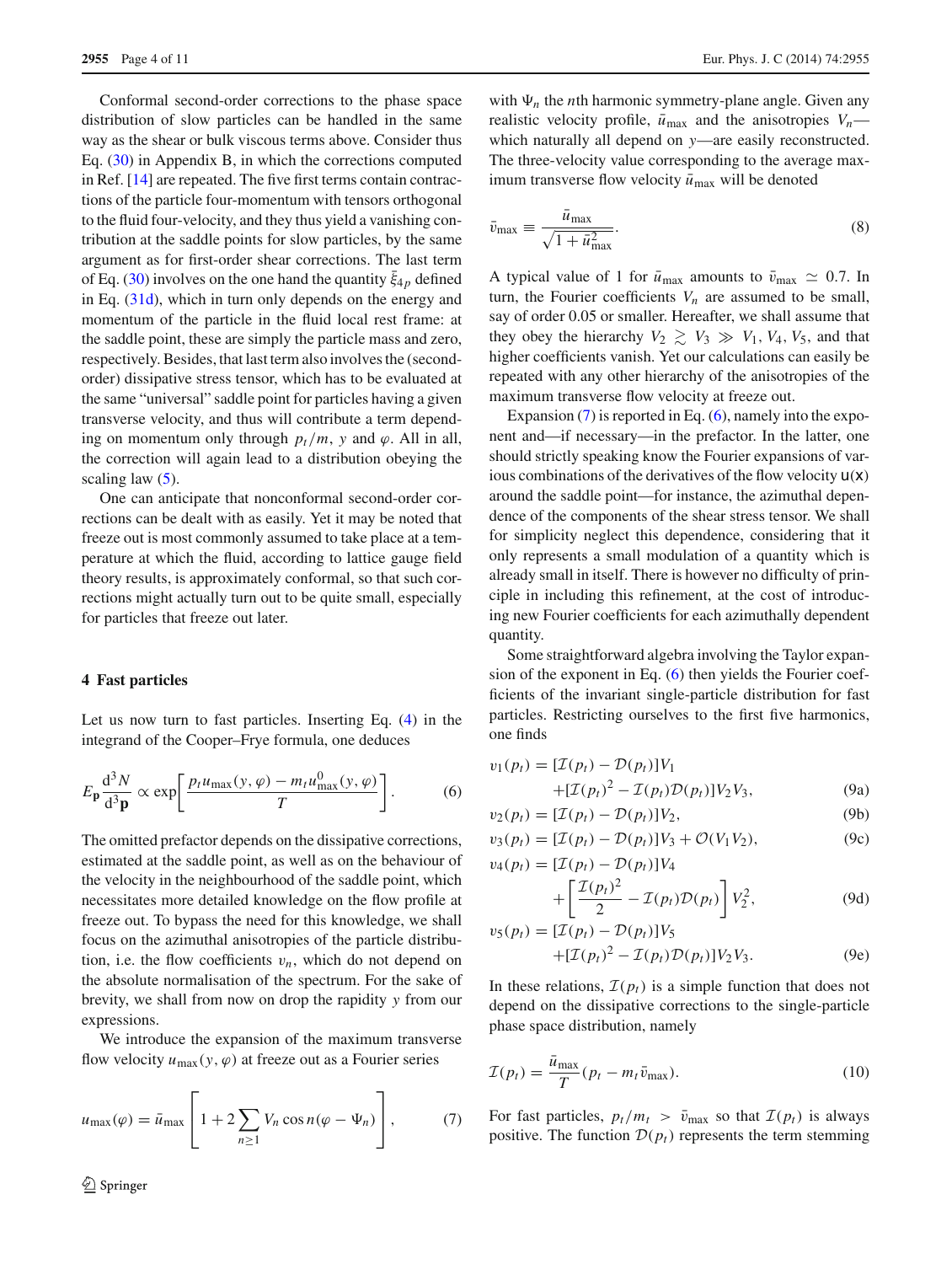Conformal second-order corrections to the phase space distribution of slow particles can be handled in the same way as the shear or bulk viscous terms above. Consider thus Eq. (30) in Appendix B, in which the corrections computed in Ref. [14] are repeated. The five first terms contain contractions of the particle four-momentum with tensors orthogonal to the fluid four-velocity, and they thus yield a vanishing contribution at the saddle points for slow particles, by the same argument as for first-order shear corrections. The last term of Eq. (30) involves on the one hand the quantity $\bar{\xi}_{4p}$ defined in Eq. (31d), which in turn only depends on the energy and momentum of the particle in the fluid local rest frame: at the saddle point, these are simply the particle mass and zero, respectively. Besides, that last term also involves the (second-order) dissipative stress tensor, which has to be evaluated at the same "universal" saddle point for particles having a given transverse velocity, and thus will contribute a term depending on momentum only through $p_t/m$, $y$ and $\varphi$. All in all, the correction will again lead to a distribution obeying the scaling law (5).

One can anticipate that nonconformal second-order corrections can be dealt with as easily. Yet it may be noted that freeze out is most commonly assumed to take place at a temperature at which the fluid, according to lattice gauge field theory results, is approximately conformal, so that such corrections might actually turn out to be quite small, especially for particles that freeze out later.

## 4 Fast particles

Let us now turn to fast particles. Inserting Eq. (4) in the integrand of the Cooper–Frye formula, one deduces

$$E_{\mathbf{p}}\frac{\mathrm{d}^3N}{\mathrm{d}^3\mathbf{p}} \propto \exp\left[\frac{p_t u_{\max}(y,\varphi) - m_t u^0_{\max}(y,\varphi)}{T}\right]. \tag{6}$$

The omitted prefactor depends on the dissipative corrections, estimated at the saddle point, as well as on the behaviour of the velocity in the neighbourhood of the saddle point, which necessitates more detailed knowledge on the flow profile at freeze out. To bypass the need for this knowledge, we shall focus on the azimuthal anisotropies of the particle distribution, i.e. the flow coefficients $v_n$, which do not depend on the absolute normalisation of the spectrum. For the sake of brevity, we shall from now on drop the rapidity $y$ from our expressions.

We introduce the expansion of the maximum transverse flow velocity $u_{\max}(y,\varphi)$ at freeze out as a Fourier series

$$u_{\max}(\varphi) = \bar{u}_{\max}\left[1 + 2\sum_{n\geq 1} V_n \cos n(\varphi - \Psi_n)\right], \tag{7}$$

with $\Psi_n$ the $n$th harmonic symmetry-plane angle. Given any realistic velocity profile, $\bar{u}_{\max}$ and the anisotropies $V_n$—which naturally all depend on $y$—are easily reconstructed. The three-velocity value corresponding to the average maximum transverse flow velocity $\bar{u}_{\max}$ will be denoted

$$\bar{v}_{\max} \equiv \frac{\bar{u}_{\max}}{\sqrt{1+\bar{u}^2_{\max}}}. \tag{8}$$

A typical value of 1 for $\bar{u}_{\max}$ amounts to $\bar{v}_{\max} \simeq 0.7$. In turn, the Fourier coefficients $V_n$ are assumed to be small, say of order 0.05 or smaller. Hereafter, we shall assume that they obey the hierarchy $V_2 \gtrsim V_3 \gg V_1, V_4, V_5$, and that higher coefficients vanish. Yet our calculations can easily be repeated with any other hierarchy of the anisotropies of the maximum transverse flow velocity at freeze out.

Expansion (7) is reported in Eq. (6), namely into the exponent and—if necessary—in the prefactor. In the latter, one should strictly speaking know the Fourier expansions of various combinations of the derivatives of the flow velocity $\mathsf{u}(\mathsf{x})$ around the saddle point—for instance, the azimuthal dependence of the components of the shear stress tensor. We shall for simplicity neglect this dependence, considering that it only represents a small modulation of a quantity which is already small in itself. There is however no difficulty of principle in including this refinement, at the cost of introducing new Fourier coefficients for each azimuthally dependent quantity.

Some straightforward algebra involving the Taylor expansion of the exponent in Eq. (6) then yields the Fourier coefficients of the invariant single-particle distribution for fast particles. Restricting ourselves to the first five harmonics, one finds

$$v_1(p_t) = [\mathcal{I}(p_t) - \mathcal{D}(p_t)]V_1 + [\mathcal{I}(p_t)^2 - \mathcal{I}(p_t)\mathcal{D}(p_t)]V_2V_3, \tag{9a}$$

$$v_2(p_t) = [\mathcal{I}(p_t) - \mathcal{D}(p_t)]V_2, \tag{9b}$$

$$v_3(p_t) = [\mathcal{I}(p_t) - \mathcal{D}(p_t)]V_3 + \mathcal{O}(V_1V_2), \tag{9c}$$

$$v_4(p_t) = [\mathcal{I}(p_t) - \mathcal{D}(p_t)]V_4 + \left[\frac{\mathcal{I}(p_t)^2}{2} - \mathcal{I}(p_t)\mathcal{D}(p_t)\right]V_2^2, \tag{9d}$$

$$v_5(p_t) = [\mathcal{I}(p_t) - \mathcal{D}(p_t)]V_5 + [\mathcal{I}(p_t)^2 - \mathcal{I}(p_t)\mathcal{D}(p_t)]V_2V_3. \tag{9e}$$

In these relations, $\mathcal{I}(p_t)$ is a simple function that does not depend on the dissipative corrections to the single-particle phase space distribution, namely

$$\mathcal{I}(p_t) = \frac{\bar{u}_{\max}}{T}(p_t - m_t\bar{v}_{\max}). \tag{10}$$

For fast particles, $p_t/m_t > \bar{v}_{\max}$ so that $\mathcal{I}(p_t)$ is always positive. The function $\mathcal{D}(p_t)$ represents the term stemming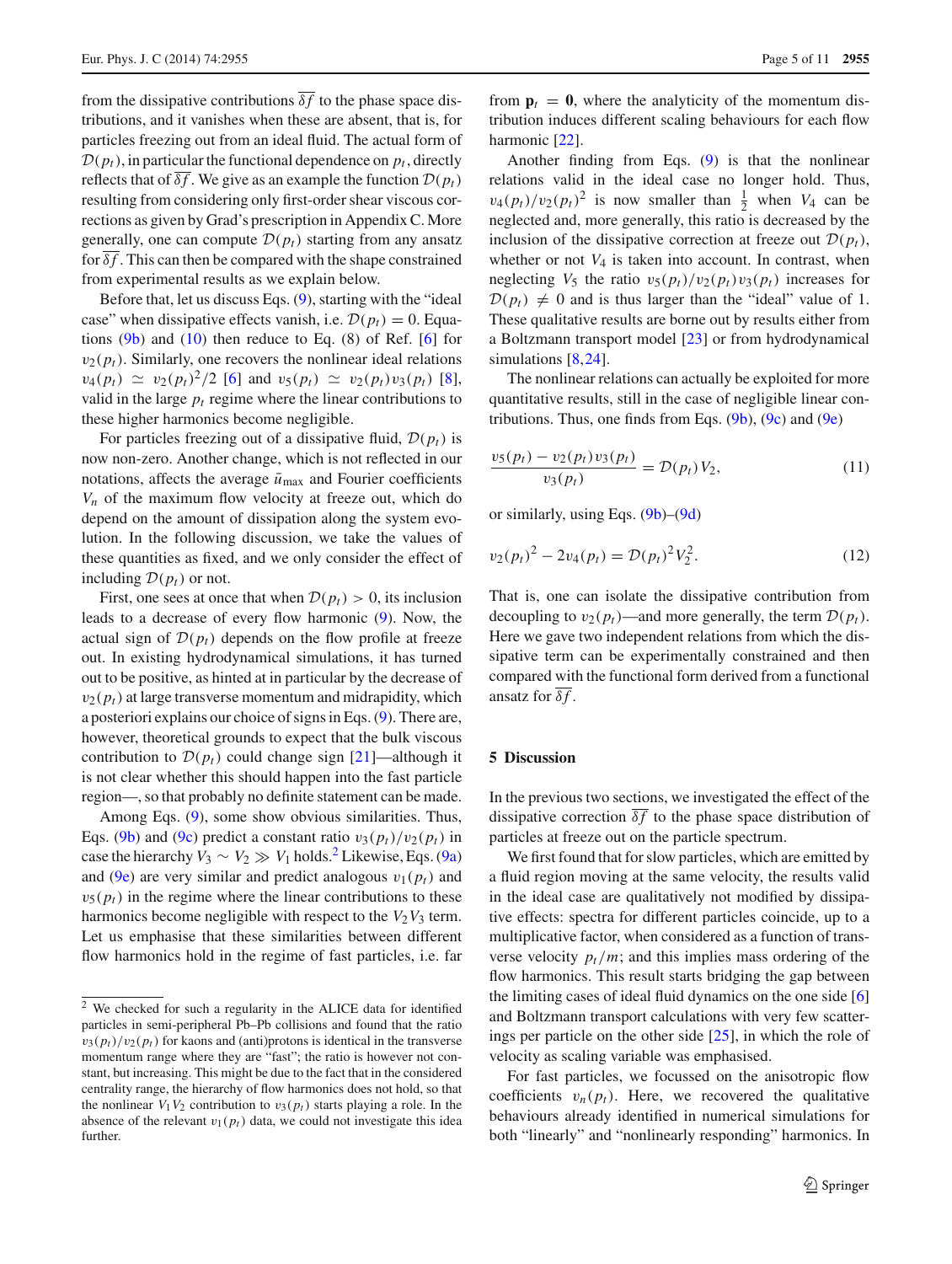from the dissipative contributions $\overline{\delta f}$ to the phase space distributions, and it vanishes when these are absent, that is, for particles freezing out from an ideal fluid. The actual form of $\mathcal{D}(p_t)$, in particular the functional dependence on $p_t$, directly reflects that of $\overline{\delta f}$. We give as an example the function $\mathcal{D}(p_t)$ resulting from considering only first-order shear viscous corrections as given by Grad's prescription in Appendix C. More generally, one can compute $\mathcal{D}(p_t)$ starting from any ansatz for $\overline{\delta f}$. This can then be compared with the shape constrained from experimental results as we explain below.

Before that, let us discuss Eqs. (9), starting with the "ideal case" when dissipative effects vanish, i.e. $\mathcal{D}(p_t) = 0$. Equations (9b) and (10) then reduce to Eq. (8) of Ref. [6] for $v_2(p_t)$. Similarly, one recovers the nonlinear ideal relations $v_4(p_t) \simeq v_2(p_t)^2/2$ [6] and $v_5(p_t) \simeq v_2(p_t)v_3(p_t)$ [8], valid in the large $p_t$ regime where the linear contributions to these higher harmonics become negligible.

For particles freezing out of a dissipative fluid, $\mathcal{D}(p_t)$ is now non-zero. Another change, which is not reflected in our notations, affects the average $\bar{u}_{\max}$ and Fourier coefficients $V_n$ of the maximum flow velocity at freeze out, which do depend on the amount of dissipation along the system evolution. In the following discussion, we take the values of these quantities as fixed, and we only consider the effect of including $\mathcal{D}(p_t)$ or not.

First, one sees at once that when $\mathcal{D}(p_t) > 0$, its inclusion leads to a decrease of every flow harmonic (9). Now, the actual sign of $\mathcal{D}(p_t)$ depends on the flow profile at freeze out. In existing hydrodynamical simulations, it has turned out to be positive, as hinted at in particular by the decrease of $v_2(p_t)$ at large transverse momentum and midrapidity, which a posteriori explains our choice of signs in Eqs. (9). There are, however, theoretical grounds to expect that the bulk viscous contribution to $\mathcal{D}(p_t)$ could change sign [21]—although it is not clear whether this should happen into the fast particle region—, so that probably no definite statement can be made.

Among Eqs. (9), some show obvious similarities. Thus, Eqs. (9b) and (9c) predict a constant ratio $v_3(p_t)/v_2(p_t)$ in case the hierarchy $V_3 \sim V_2 \gg V_1$ holds.[2] Likewise, Eqs. (9a) and (9e) are very similar and predict analogous $v_1(p_t)$ and $v_5(p_t)$ in the regime where the linear contributions to these harmonics become negligible with respect to the $V_2V_3$ term. Let us emphasise that these similarities between different flow harmonics hold in the regime of fast particles, i.e. far from $\mathbf{p}_t = \mathbf{0}$, where the analyticity of the momentum distribution induces different scaling behaviours for each flow harmonic [22].

Another finding from Eqs. (9) is that the nonlinear relations valid in the ideal case no longer hold. Thus, $v_4(p_t)/v_2(p_t)^2$ is now smaller than $\frac{1}{2}$ when $V_4$ can be neglected and, more generally, this ratio is decreased by the inclusion of the dissipative correction at freeze out $\mathcal{D}(p_t)$, whether or not $V_4$ is taken into account. In contrast, when neglecting $V_5$ the ratio $v_5(p_t)/v_2(p_t)v_3(p_t)$ increases for $\mathcal{D}(p_t) \neq 0$ and is thus larger than the "ideal" value of 1. These qualitative results are borne out by results either from a Boltzmann transport model [23] or from hydrodynamical simulations [8,24].

The nonlinear relations can actually be exploited for more quantitative results, still in the case of negligible linear contributions. Thus, one finds from Eqs. (9b), (9c) and (9e)

$$\frac{v_5(p_t) - v_2(p_t)v_3(p_t)}{v_3(p_t)} = \mathcal{D}(p_t)V_2, \tag{11}$$

or similarly, using Eqs. (9b)–(9d)

$$v_2(p_t)^2 - 2v_4(p_t) = \mathcal{D}(p_t)^2V_2^2. \tag{12}$$

That is, one can isolate the dissipative contribution from decoupling to $v_2(p_t)$—and more generally, the term $\mathcal{D}(p_t)$. Here we gave two independent relations from which the dissipative term can be experimentally constrained and then compared with the functional form derived from a functional ansatz for $\overline{\delta f}$.

## 5 Discussion

In the previous two sections, we investigated the effect of the dissipative correction $\overline{\delta f}$ to the phase space distribution of particles at freeze out on the particle spectrum.

We first found that for slow particles, which are emitted by a fluid region moving at the same velocity, the results valid in the ideal case are qualitatively not modified by dissipative effects: spectra for different particles coincide, up to a multiplicative factor, when considered as a function of transverse velocity $p_t/m$; and this implies mass ordering of the flow harmonics. This result starts bridging the gap between the limiting cases of ideal fluid dynamics on the one side [6] and Boltzmann transport calculations with very few scatterings per particle on the other side [25], in which the role of velocity as scaling variable was emphasised.

For fast particles, we focussed on the anisotropic flow coefficients $v_n(p_t)$. Here, we recovered the qualitative behaviours already identified in numerical simulations for both "linearly" and "nonlinearly responding" harmonics. In

---

[2] We checked for such a regularity in the ALICE data for identified particles in semi-peripheral Pb–Pb collisions and found that the ratio $v_3(p_t)/v_2(p_t)$ for kaons and (anti)protons is identical in the transverse momentum range where they are "fast"; the ratio is however not constant, but increasing. This might be due to the fact that in the considered centrality range, the hierarchy of flow harmonics does not hold, so that the nonlinear $V_1V_2$ contribution to $v_3(p_t)$ starts playing a role. In the absence of the relevant $v_1(p_t)$ data, we could not investigate this idea further.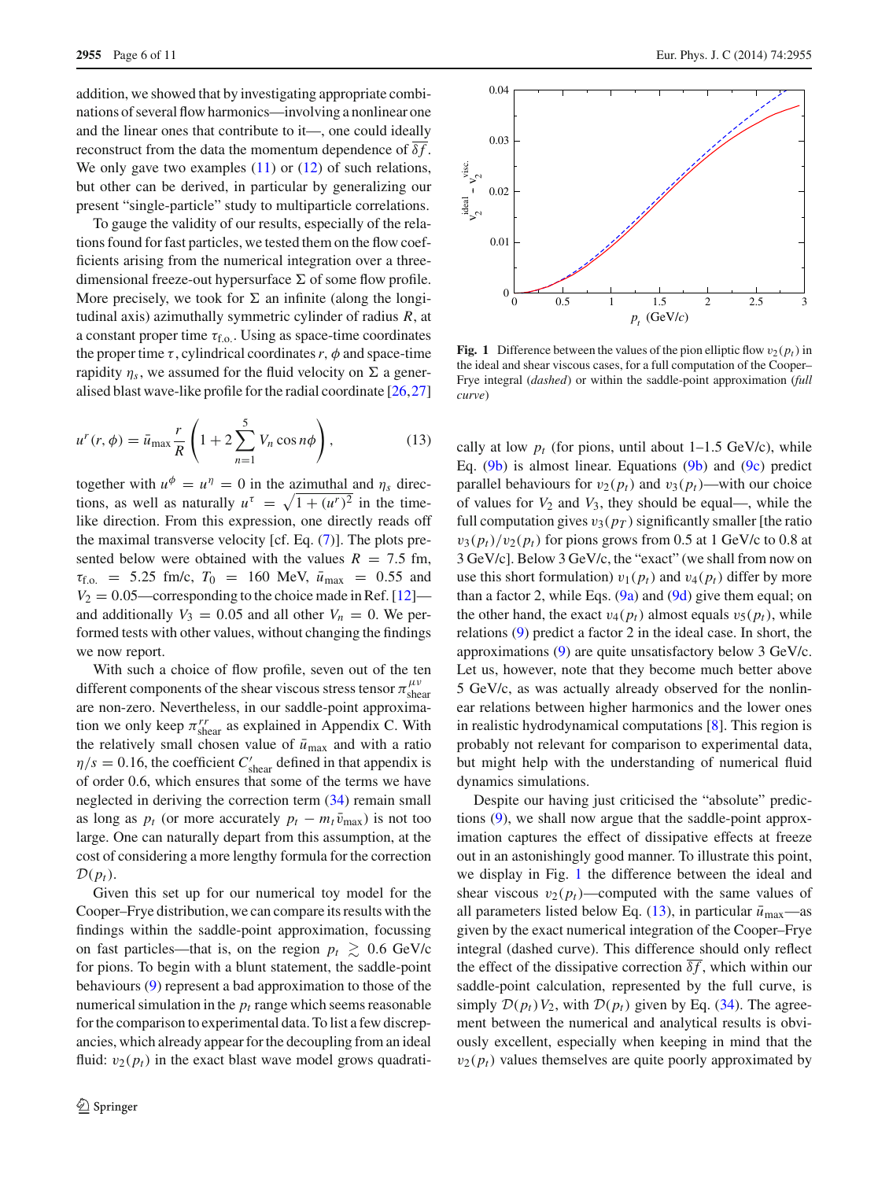addition, we showed that by investigating appropriate combinations of several flow harmonics—involving a nonlinear one and the linear ones that contribute to it—, one could ideally reconstruct from the data the momentum dependence of $\overline{\delta f}$. We only gave two examples (11) or (12) of such relations, but other can be derived, in particular by generalizing our present "single-particle" study to multiparticle correlations.

To gauge the validity of our results, especially of the relations found for fast particles, we tested them on the flow coefficients arising from the numerical integration over a three-dimensional freeze-out hypersurface $\Sigma$ of some flow profile. More precisely, we took for $\Sigma$ an infinite (along the longitudinal axis) azimuthally symmetric cylinder of radius $R$, at a constant proper time $\tau_{\rm f.o.}$. Using as space-time coordinates the proper time $\tau$, cylindrical coordinates $r$, $\phi$ and space-time rapidity $\eta_s$, we assumed for the fluid velocity on $\Sigma$ a generalised blast wave-like profile for the radial coordinate [26,27]

$$u^r(r,\phi) = \bar{u}_{\max}\frac{r}{R}\left(1 + 2\sum_{n=1}^{5} V_n \cos n\phi\right), \tag{13}$$

together with $u^\phi = u^\eta = 0$ in the azimuthal and $\eta_s$ directions, as well as naturally $u^\tau = \sqrt{1+(u^r)^2}$ in the time-like direction. From this expression, one directly reads off the maximal transverse velocity [cf. Eq. (7)]. The plots presented below were obtained with the values $R = 7.5$ fm, $\tau_{\rm f.o.} = 5.25$ fm/c, $T_0 = 160$ MeV, $\bar{u}_{\max} = 0.55$ and $V_2 = 0.05$—corresponding to the choice made in Ref. [12]—and additionally $V_3 = 0.05$ and all other $V_n = 0$. We performed tests with other values, without changing the findings we now report.

With such a choice of flow profile, seven out of the ten different components of the shear viscous stress tensor $\pi^{\mu\nu}_{\rm shear}$ are non-zero. Nevertheless, in our saddle-point approximation we only keep $\pi^{rr}_{\rm shear}$ as explained in Appendix C. With the relatively small chosen value of $\bar{u}_{\max}$ and with a ratio $\eta/s = 0.16$, the coefficient $C'_{\rm shear}$ defined in that appendix is of order 0.6, which ensures that some of the terms we have neglected in deriving the correction term (34) remain small as long as $p_t$ (or more accurately $p_t - m_t\bar{v}_{\max}$) is not too large. One can naturally depart from this assumption, at the cost of considering a more lengthy formula for the correction $\mathcal{D}(p_t)$.

Given this set up for our numerical toy model for the Cooper–Frye distribution, we can compare its results with the findings within the saddle-point approximation, focussing on fast particles—that is, on the region $p_t \gtrsim 0.6$ GeV/c for pions. To begin with a blunt statement, the saddle-point behaviours (9) represent a bad approximation to those of the numerical simulation in the $p_t$ range which seems reasonable for the comparison to experimental data. To list a few discrepancies, which already appear for the decoupling from an ideal fluid: $v_2(p_t)$ in the exact blast wave model grows quadratically at low $p_t$ (for pions, until about 1–1.5 GeV/c), while Eq. (9b) is almost linear. Equations (9b) and (9c) predict parallel behaviours for $v_2(p_t)$ and $v_3(p_t)$—with our choice of values for $V_2$ and $V_3$, they should be equal—, while the full computation gives $v_3(p_T)$ significantly smaller [the ratio $v_3(p_t)/v_2(p_t)$ for pions grows from 0.5 at 1 GeV/c to 0.8 at 3 GeV/c]. Below 3 GeV/c, the "exact" (we shall from now on use this short formulation) $v_1(p_t)$ and $v_4(p_t)$ differ by more than a factor 2, while Eqs. (9a) and (9d) give them equal; on the other hand, the exact $v_4(p_t)$ almost equals $v_5(p_t)$, while relations (9) predict a factor 2 in the ideal case. In short, the approximations (9) are quite unsatisfactory below 3 GeV/c. Let us, however, note that they become much better above 5 GeV/c, as was actually already observed for the nonlinear relations between higher harmonics and the lower ones in realistic hydrodynamical computations [8]. This region is probably not relevant for comparison to experimental data, but might help with the understanding of numerical fluid dynamics simulations.

Fig. 1 Difference between the values of the pion elliptic flow $v_2(p_t)$ in the ideal and shear viscous cases, for a full computation of the Cooper–Frye integral (*dashed*) or within the saddle-point approximation (*full curve*)

Despite our having just criticised the "absolute" predictions (9), we shall now argue that the saddle-point approximation captures the effect of dissipative effects at freeze out in an astonishingly good manner. To illustrate this point, we display in Fig. 1 the difference between the ideal and shear viscous $v_2(p_t)$—computed with the same values of all parameters listed below Eq. (13), in particular $\bar{u}_{\max}$—as given by the exact numerical integration of the Cooper–Frye integral (dashed curve). This difference should only reflect the effect of the dissipative correction $\overline{\delta f}$, which within our saddle-point calculation, represented by the full curve, is simply $\mathcal{D}(p_t)V_2$, with $\mathcal{D}(p_t)$ given by Eq. (34). The agreement between the numerical and analytical results is obviously excellent, especially when keeping in mind that the $v_2(p_t)$ values themselves are quite poorly approximated by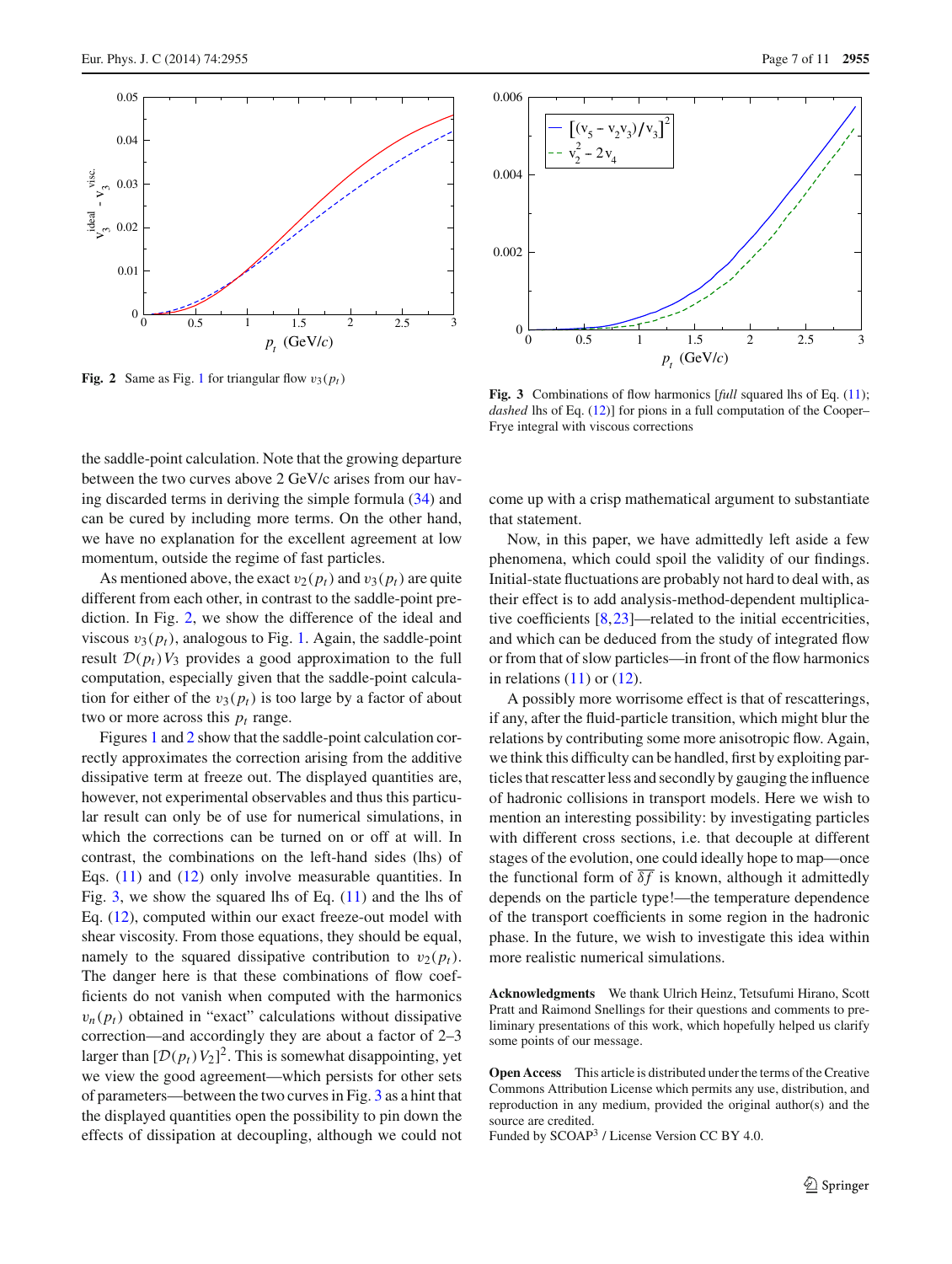0.05
0.04
0.03
0.02
0.01
0
$v_3^{\text{ideal}} - v_3^{\text{visc.}}$
0 0.5 1 1.5 2 2.5 3
$p_t$ (GeV/$c$)

**Fig. 2** Same as Fig. 1 for triangular flow $v_3(p_t)$

0.006
0.004
0.002
0
— $[(v_5 - v_2 v_3)/v_3]^2$
-- $v_2^2 - 2v_4$
0 0.5 1 1.5 2 2.5 3
$p_t$ (GeV/$c$)

**Fig. 3** Combinations of flow harmonics [*full* squared lhs of Eq. (11); *dashed* lhs of Eq. (12)] for pions in a full computation of the Cooper–Frye integral with viscous corrections

the saddle-point calculation. Note that the growing departure between the two curves above 2 GeV/c arises from our having discarded terms in deriving the simple formula (34) and can be cured by including more terms. On the other hand, we have no explanation for the excellent agreement at low momentum, outside the regime of fast particles.

As mentioned above, the exact $v_2(p_t)$ and $v_3(p_t)$ are quite different from each other, in contrast to the saddle-point prediction. In Fig. 2, we show the difference of the ideal and viscous $v_3(p_t)$, analogous to Fig. 1. Again, the saddle-point result $\mathcal{D}(p_t)V_3$ provides a good approximation to the full computation, especially given that the saddle-point calculation for either of the $v_3(p_t)$ is too large by a factor of about two or more across this $p_t$ range.

Figures 1 and 2 show that the saddle-point calculation correctly approximates the correction arising from the additive dissipative term at freeze out. The displayed quantities are, however, not experimental observables and thus this particular result can only be of use for numerical simulations, in which the corrections can be turned on or off at will. In contrast, the combinations on the left-hand sides (lhs) of Eqs. (11) and (12) only involve measurable quantities. In Fig. 3, we show the squared lhs of Eq. (11) and the lhs of Eq. (12), computed within our exact freeze-out model with shear viscosity. From those equations, they should be equal, namely to the squared dissipative contribution to $v_2(p_t)$. The danger here is that these combinations of flow coefficients do not vanish when computed with the harmonics $v_n(p_t)$ obtained in "exact" calculations without dissipative correction—and accordingly they are about a factor of 2–3 larger than $[\mathcal{D}(p_t)V_2]^2$. This is somewhat disappointing, yet we view the good agreement—which persists for other sets of parameters—between the two curves in Fig. 3 as a hint that the displayed quantities open the possibility to pin down the effects of dissipation at decoupling, although we could not come up with a crisp mathematical argument to substantiate that statement.

Now, in this paper, we have admittedly left aside a few phenomena, which could spoil the validity of our findings. Initial-state fluctuations are probably not hard to deal with, as their effect is to add analysis-method-dependent multiplicative coefficients [8,23]—related to the initial eccentricities, and which can be deduced from the study of integrated flow or from that of slow particles—in front of the flow harmonics in relations (11) or (12).

A possibly more worrisome effect is that of rescatterings, if any, after the fluid-particle transition, which might blur the relations by contributing some more anisotropic flow. Again, we think this difficulty can be handled, first by exploiting particles that rescatter less and secondly by gauging the influence of hadronic collisions in transport models. Here we wish to mention an interesting possibility: by investigating particles with different cross sections, i.e. that decouple at different stages of the evolution, one could ideally hope to map—once the functional form of $\overline{\delta f}$ is known, although it admittedly depends on the particle type!—the temperature dependence of the transport coefficients in some region in the hadronic phase. In the future, we wish to investigate this idea within more realistic numerical simulations.

**Acknowledgments** We thank Ulrich Heinz, Tetsufumi Hirano, Scott Pratt and Raimond Snellings for their questions and comments to preliminary presentations of this work, which hopefully helped us clarify some points of our message.

**Open Access** This article is distributed under the terms of the Creative Commons Attribution License which permits any use, distribution, and reproduction in any medium, provided the original author(s) and the source are credited.
Funded by SCOAP[3] / License Version CC BY 4.0.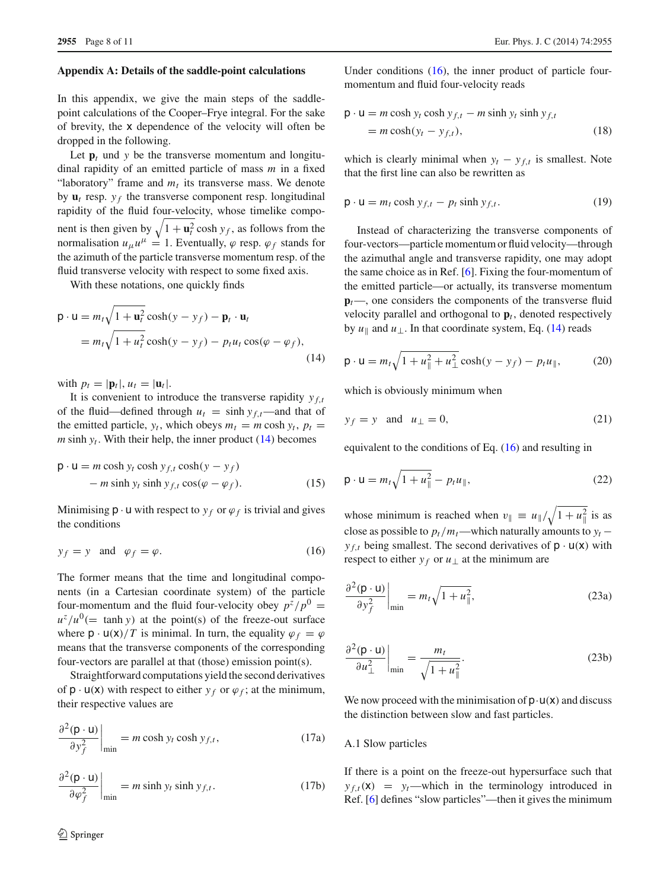## Appendix A: Details of the saddle-point calculations

In this appendix, we give the main steps of the saddle-point calculations of the Cooper–Frye integral. For the sake of brevity, the $\mathsf{x}$ dependence of the velocity will often be dropped in the following.

Let $\mathbf{p}_t$ und $y$ be the transverse momentum and longitudinal rapidity of an emitted particle of mass $m$ in a fixed "laboratory" frame and $m_t$ its transverse mass. We denote by $\mathbf{u}_t$ resp. $y_f$ the transverse component resp. longitudinal rapidity of the fluid four-velocity, whose timelike component is then given by $\sqrt{1+\mathbf{u}_t^2}\cosh y_f$, as follows from the normalisation $u_\mu u^\mu = 1$. Eventually, $\varphi$ resp. $\varphi_f$ stands for the azimuth of the particle transverse momentum resp. of the fluid transverse velocity with respect to some fixed axis.

With these notations, one quickly finds

$$
\begin{aligned}
\mathsf{p}\cdot\mathsf{u} &= m_t\sqrt{1+\mathbf{u}_t^2}\cosh(y-y_f) - \mathbf{p}_t\cdot\mathbf{u}_t \\
&= m_t\sqrt{1+u_t^2}\cosh(y-y_f) - p_t u_t\cos(\varphi-\varphi_f),
\end{aligned}
\tag{14}
$$

with $p_t = |\mathbf{p}_t|$, $u_t = |\mathbf{u}_t|$.

It is convenient to introduce the transverse rapidity $y_{f,t}$ of the fluid—defined through $u_t = \sinh y_{f,t}$—and that of the emitted particle, $y_t$, which obeys $m_t = m\cosh y_t$, $p_t = m\sinh y_t$. With their help, the inner product (14) becomes

$$
\begin{aligned}
\mathsf{p}\cdot\mathsf{u} &= m\cosh y_t\cosh y_{f,t}\cosh(y-y_f) \\
&\quad - m\sinh y_t\sinh y_{f,t}\cos(\varphi-\varphi_f).
\end{aligned}
\tag{15}
$$

Minimising $\mathsf{p}\cdot\mathsf{u}$ with respect to $y_f$ or $\varphi_f$ is trivial and gives the conditions

$$
y_f = y \quad\text{and}\quad \varphi_f = \varphi. \tag{16}
$$

The former means that the time and longitudinal components (in a Cartesian coordinate system) of the particle four-momentum and the fluid four-velocity obey $p^z/p^0 = u^z/u^0 (= \tanh y)$ at the point(s) of the freeze-out surface where $\mathsf{p}\cdot\mathsf{u}(\mathsf{x})/T$ is minimal. In turn, the equality $\varphi_f = \varphi$ means that the transverse components of the corresponding four-vectors are parallel at that (those) emission point(s).

Straightforward computations yield the second derivatives of $\mathsf{p}\cdot\mathsf{u}(\mathsf{x})$ with respect to either $y_f$ or $\varphi_f$; at the minimum, their respective values are

$$
\left.\frac{\partial^2(\mathsf{p}\cdot\mathsf{u})}{\partial y_f^2}\right|_{\min} = m\cosh y_t\cosh y_{f,t}, \tag{17a}
$$

$$
\left.\frac{\partial^2(\mathsf{p}\cdot\mathsf{u})}{\partial \varphi_f^2}\right|_{\min} = m\sinh y_t\sinh y_{f,t}. \tag{17b}
$$

Under conditions (16), the inner product of particle four-momentum and fluid four-velocity reads

$$
\begin{aligned}
\mathsf{p}\cdot\mathsf{u} &= m\cosh y_t\cosh y_{f,t} - m\sinh y_t\sinh y_{f,t} \\
&= m\cosh(y_t - y_{f,t}),
\end{aligned}
\tag{18}
$$

which is clearly minimal when $y_t - y_{f,t}$ is smallest. Note that the first line can also be rewritten as

$$
\mathsf{p}\cdot\mathsf{u} = m_t\cosh y_{f,t} - p_t\sinh y_{f,t}. \tag{19}
$$

Instead of characterizing the transverse components of four-vectors—particle momentum or fluid velocity—through the azimuthal angle and transverse rapidity, one may adopt the same choice as in Ref. [6]. Fixing the four-momentum of the emitted particle—or actually, its transverse momentum $\mathbf{p}_t$—, one considers the components of the transverse fluid velocity parallel and orthogonal to $\mathbf{p}_t$, denoted respectively by $u_\parallel$ and $u_\perp$. In that coordinate system, Eq. (14) reads

$$
\mathsf{p}\cdot\mathsf{u} = m_t\sqrt{1+u_\parallel^2+u_\perp^2}\cosh(y-y_f) - p_t u_\parallel, \tag{20}
$$

which is obviously minimum when

$$
y_f = y \quad\text{and}\quad u_\perp = 0, \tag{21}
$$

equivalent to the conditions of Eq. (16) and resulting in

$$
\mathsf{p}\cdot\mathsf{u} = m_t\sqrt{1+u_\parallel^2} - p_t u_\parallel, \tag{22}
$$

whose minimum is reached when $v_\parallel \equiv u_\parallel/\sqrt{1+u_\parallel^2}$ is as close as possible to $p_t/m_t$—which naturally amounts to $y_t - y_{f,t}$ being smallest. The second derivatives of $\mathsf{p}\cdot\mathsf{u}(\mathsf{x})$ with respect to either $y_f$ or $u_\perp$ at the minimum are

$$
\left.\frac{\partial^2(\mathsf{p}\cdot\mathsf{u})}{\partial y_f^2}\right|_{\min} = m_t\sqrt{1+u_\parallel^2}, \tag{23a}
$$

$$
\left.\frac{\partial^2(\mathsf{p}\cdot\mathsf{u})}{\partial u_\perp^2}\right|_{\min} = \frac{m_t}{\sqrt{1+u_\parallel^2}}. \tag{23b}
$$

We now proceed with the minimisation of $\mathsf{p}\cdot\mathsf{u}(\mathsf{x})$ and discuss the distinction between slow and fast particles.

### A.1 Slow particles

If there is a point on the freeze-out hypersurface such that $y_{f,t}(\mathsf{x}) = y_t$—which in the terminology introduced in Ref. [6] defines "slow particles"—then it gives the minimum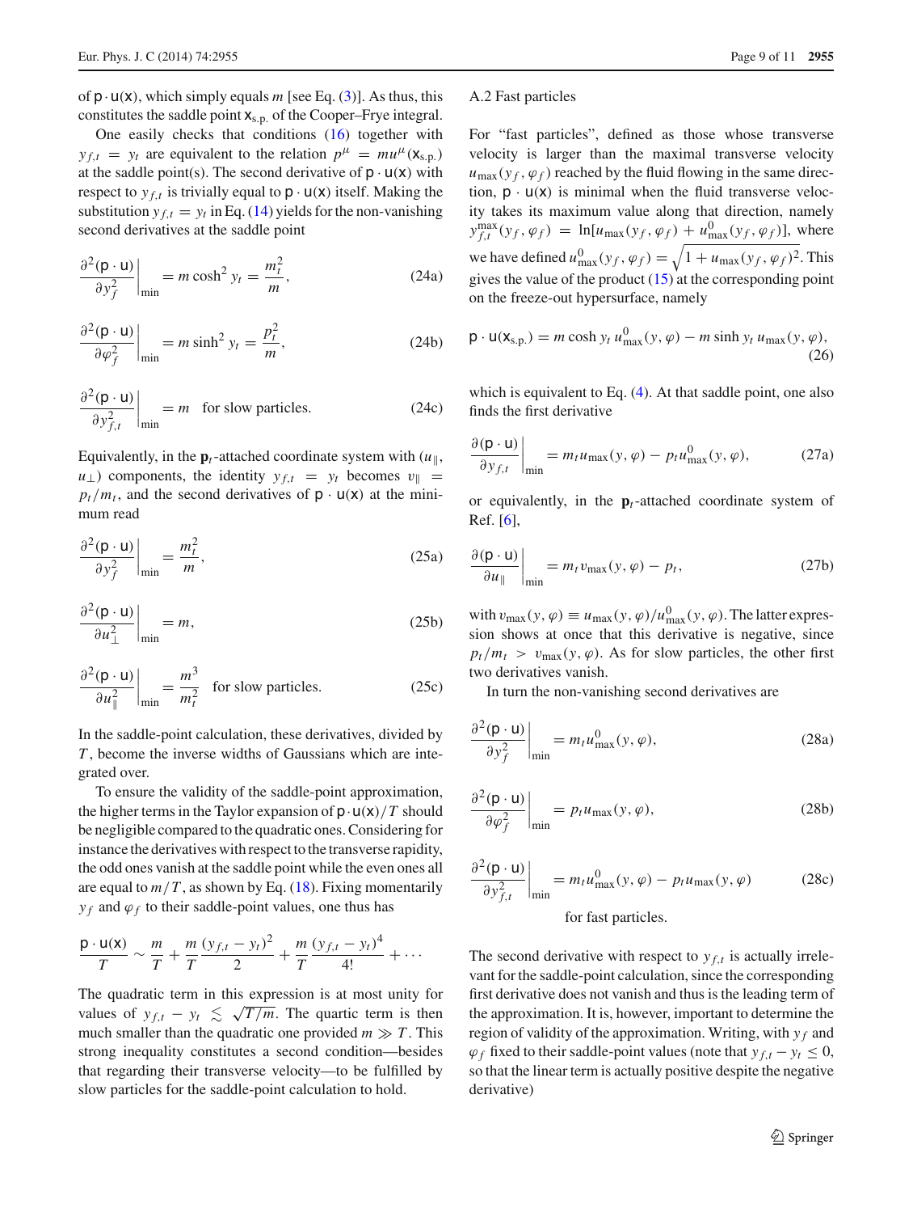of $\mathsf{p}\cdot\mathsf{u}(\mathsf{x})$, which simply equals $m$ [see Eq. (3)]. As thus, this constitutes the saddle point $\mathsf{x}_{\rm s.p.}$ of the Cooper–Frye integral.

One easily checks that conditions (16) together with $y_{f,t} = y_t$ are equivalent to the relation $p^\mu = m u^\mu(\mathsf{x}_{\rm s.p.})$ at the saddle point(s). The second derivative of $\mathsf{p}\cdot\mathsf{u}(\mathsf{x})$ with respect to $y_{f,t}$ is trivially equal to $\mathsf{p}\cdot\mathsf{u}(\mathsf{x})$ itself. Making the substitution $y_{f,t} = y_t$ in Eq. (14) yields for the non-vanishing second derivatives at the saddle point

$$\left.\frac{\partial^2(\mathsf{p}\cdot\mathsf{u})}{\partial y_f^2}\right|_{\min} = m\cosh^2 y_t = \frac{m_t^2}{m}, \tag{24a}$$

$$\left.\frac{\partial^2(\mathsf{p}\cdot\mathsf{u})}{\partial \varphi_f^2}\right|_{\min} = m\sinh^2 y_t = \frac{p_t^2}{m}, \tag{24b}$$

$$\left.\frac{\partial^2(\mathsf{p}\cdot\mathsf{u})}{\partial y_{f,t}^2}\right|_{\min} = m \quad \text{for slow particles.} \tag{24c}$$

Equivalently, in the $\mathbf{p}_t$-attached coordinate system with ($u_\parallel$, $u_\perp$) components, the identity $y_{f,t} = y_t$ becomes $v_\parallel = p_t/m_t$, and the second derivatives of $\mathsf{p}\cdot\mathsf{u}(\mathsf{x})$ at the minimum read

$$\left.\frac{\partial^2(\mathsf{p}\cdot\mathsf{u})}{\partial y_f^2}\right|_{\min} = \frac{m_t^2}{m}, \tag{25a}$$

$$\left.\frac{\partial^2(\mathsf{p}\cdot\mathsf{u})}{\partial u_\perp^2}\right|_{\min} = m, \tag{25b}$$

$$\left.\frac{\partial^2(\mathsf{p}\cdot\mathsf{u})}{\partial u_\parallel^2}\right|_{\min} = \frac{m^3}{m_t^2} \quad \text{for slow particles.} \tag{25c}$$

In the saddle-point calculation, these derivatives, divided by $T$, become the inverse widths of Gaussians which are integrated over.

To ensure the validity of the saddle-point approximation, the higher terms in the Taylor expansion of $\mathsf{p}\cdot\mathsf{u}(\mathsf{x})/T$ should be negligible compared to the quadratic ones. Considering for instance the derivatives with respect to the transverse rapidity, the odd ones vanish at the saddle point while the even ones all are equal to $m/T$, as shown by Eq. (18). Fixing momentarily $y_f$ and $\varphi_f$ to their saddle-point values, one thus has

$$\frac{\mathsf{p}\cdot\mathsf{u}(\mathsf{x})}{T} \sim \frac{m}{T} + \frac{m}{T}\frac{(y_{f,t}-y_t)^2}{2} + \frac{m}{T}\frac{(y_{f,t}-y_t)^4}{4!} + \cdots$$

The quadratic term in this expression is at most unity for values of $y_{f,t} - y_t \lesssim \sqrt{T/m}$. The quartic term is then much smaller than the quadratic one provided $m \gg T$. This strong inequality constitutes a second condition—besides that regarding their transverse velocity—to be fulfilled by slow particles for the saddle-point calculation to hold.

### A.2 Fast particles

For "fast particles", defined as those whose transverse velocity is larger than the maximal transverse velocity $u_{\max}(y_f, \varphi_f)$ reached by the fluid flowing in the same direction, $\mathsf{p}\cdot\mathsf{u}(\mathsf{x})$ is minimal when the fluid transverse velocity takes its maximum value along that direction, namely $y_{f,t}^{\max}(y_f, \varphi_f) = \ln[u_{\max}(y_f, \varphi_f) + u^0_{\max}(y_f, \varphi_f)]$, where we have defined $u^0_{\max}(y_f, \varphi_f) = \sqrt{1 + u_{\max}(y_f, \varphi_f)^2}$. This gives the value of the product (15) at the corresponding point on the freeze-out hypersurface, namely

$$\mathsf{p}\cdot\mathsf{u}(\mathsf{x}_{\rm s.p.}) = m\cosh y_t\, u^0_{\max}(y, \varphi) - m\sinh y_t\, u_{\max}(y, \varphi), \tag{26}$$

which is equivalent to Eq. (4). At that saddle point, one also finds the first derivative

$$\left.\frac{\partial(\mathsf{p}\cdot\mathsf{u})}{\partial y_{f,t}}\right|_{\min} = m_t u_{\max}(y, \varphi) - p_t u^0_{\max}(y, \varphi), \tag{27a}$$

or equivalently, in the $\mathbf{p}_t$-attached coordinate system of Ref. [6],

$$\left.\frac{\partial(\mathsf{p}\cdot\mathsf{u})}{\partial u_\parallel}\right|_{\min} = m_t v_{\max}(y, \varphi) - p_t, \tag{27b}$$

with $v_{\max}(y, \varphi) \equiv u_{\max}(y, \varphi)/u^0_{\max}(y, \varphi)$. The latter expression shows at once that this derivative is negative, since $p_t/m_t > v_{\max}(y, \varphi)$. As for slow particles, the other first two derivatives vanish.

In turn the non-vanishing second derivatives are

$$\left.\frac{\partial^2(\mathsf{p}\cdot\mathsf{u})}{\partial y_f^2}\right|_{\min} = m_t u^0_{\max}(y, \varphi), \tag{28a}$$

$$\left.\frac{\partial^2(\mathsf{p}\cdot\mathsf{u})}{\partial \varphi_f^2}\right|_{\min} = p_t u_{\max}(y, \varphi), \tag{28b}$$

$$\left.\frac{\partial^2(\mathsf{p}\cdot\mathsf{u})}{\partial y_{f,t}^2}\right|_{\min} = m_t u^0_{\max}(y, \varphi) - p_t u_{\max}(y, \varphi) \tag{28c}$$

for fast particles.

The second derivative with respect to $y_{f,t}$ is actually irrelevant for the saddle-point calculation, since the corresponding first derivative does not vanish and thus is the leading term of the approximation. It is, however, important to determine the region of validity of the approximation. Writing, with $y_f$ and $\varphi_f$ fixed to their saddle-point values (note that $y_{f,t} - y_t \leq 0$, so that the linear term is actually positive despite the negative derivative)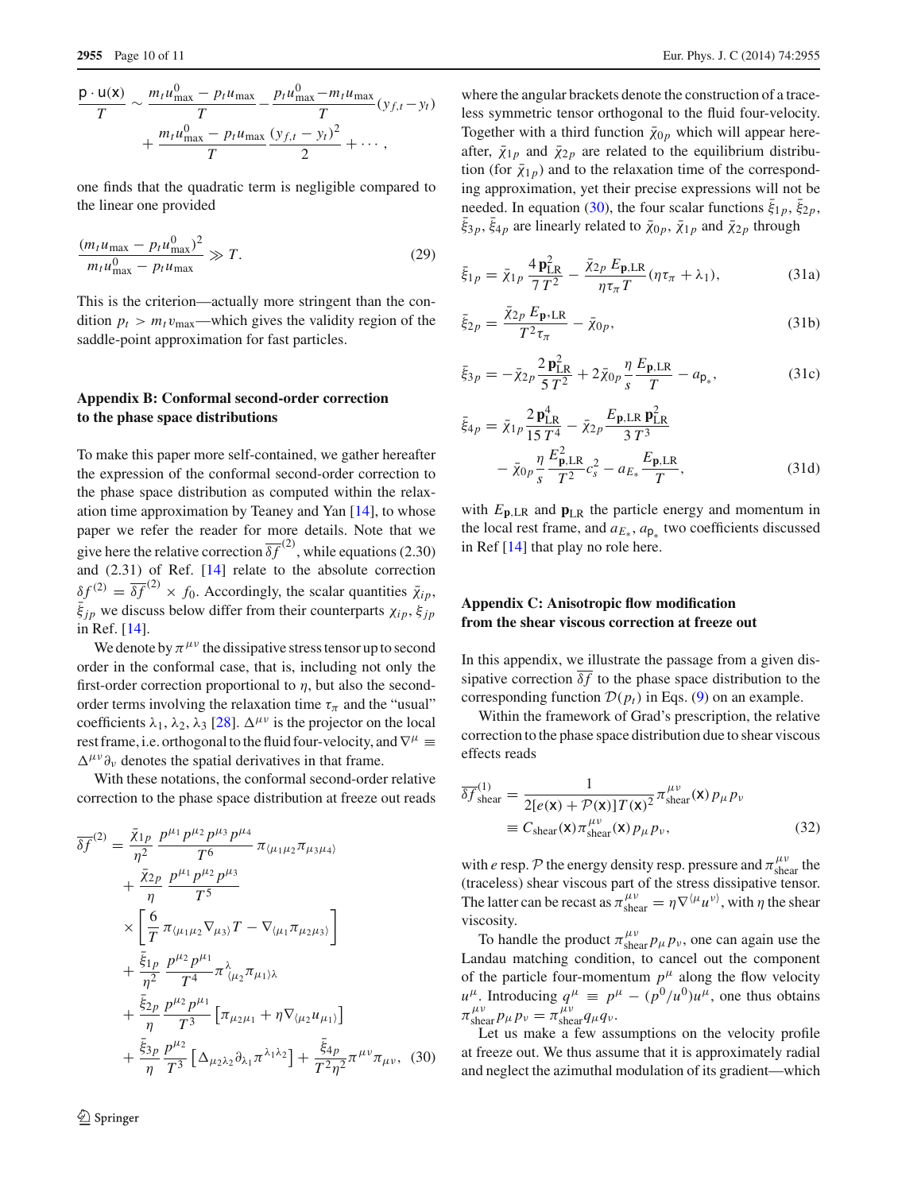$$\frac{\mathsf{p}\cdot\mathsf{u}(\mathsf{x})}{T} \sim \frac{m_t u^0_{\max} - p_t u_{\max}}{T} - \frac{p_t u^0_{\max} - m_t u_{\max}}{T}(y_{f,t} - y_t) + \frac{m_t u^0_{\max} - p_t u_{\max}}{T}\frac{(y_{f,t} - y_t)^2}{2} + \cdots,$$

one finds that the quadratic term is negligible compared to the linear one provided

$$\frac{(m_t u_{\max} - p_t u^0_{\max})^2}{m_t u^0_{\max} - p_t u_{\max}} \gg T. \tag{29}$$

This is the criterion—actually more stringent than the condition $p_t > m_t v_{\max}$—which gives the validity region of the saddle-point approximation for fast particles.

## Appendix B: Conformal second-order correction to the phase space distributions

To make this paper more self-contained, we gather hereafter the expression of the conformal second-order correction to the phase space distribution as computed within the relaxation time approximation by Teaney and Yan [14], to whose paper we refer the reader for more details. Note that we give here the relative correction $\overline{\delta f}^{(2)}$, while equations (2.30) and (2.31) of Ref. [14] relate to the absolute correction $\delta f^{(2)} = \overline{\delta f}^{(2)} \times f_0$. Accordingly, the scalar quantities $\bar{\chi}_{ip}$, $\bar{\xi}_{jp}$ we discuss below differ from their counterparts $\chi_{ip}$, $\xi_{jp}$ in Ref. [14].

We denote by $\pi^{\mu\nu}$ the dissipative stress tensor up to second order in the conformal case, that is, including not only the first-order correction proportional to $\eta$, but also the second-order terms involving the relaxation time $\tau_\pi$ and the "usual" coefficients $\lambda_1$, $\lambda_2$, $\lambda_3$ [28]. $\Delta^{\mu\nu}$ is the projector on the local rest frame, i.e. orthogonal to the fluid four-velocity, and $\nabla^\mu \equiv \Delta^{\mu\nu}\partial_\nu$ denotes the spatial derivatives in that frame.

With these notations, the conformal second-order relative correction to the phase space distribution at freeze out reads

$$\begin{aligned}
\overline{\delta f}^{(2)} = {} & \frac{\bar{\chi}_{1p}}{\eta^2}\frac{p^{\mu_1}p^{\mu_2}p^{\mu_3}p^{\mu_4}}{T^6}\pi_{\langle\mu_1\mu_2}\pi_{\mu_3\mu_4\rangle} \\
& + \frac{\bar{\chi}_{2p}}{\eta}\frac{p^{\mu_1}p^{\mu_2}p^{\mu_3}}{T^5} \\
& \times \left[\frac{6}{T}\pi_{\langle\mu_1\mu_2}\nabla_{\mu_3\rangle}T - \nabla_{\langle\mu_1}\pi_{\mu_2\mu_3\rangle}\right] \\
& + \frac{\bar{\xi}_{1p}}{\eta^2}\frac{p^{\mu_2}p^{\mu_1}}{T^4}\pi^{\lambda}_{\ \langle\mu_2}\pi_{\mu_1\rangle\lambda} \\
& + \frac{\bar{\xi}_{2p}}{\eta}\frac{p^{\mu_2}p^{\mu_1}}{T^3}\left[\pi_{\mu_2\mu_1} + \eta\nabla_{\langle\mu_2}u_{\mu_1\rangle}\right] \\
& + \frac{\bar{\xi}_{3p}}{\eta}\frac{p^{\mu_2}}{T^3}\left[\Delta_{\mu_2\lambda_2}\partial_{\lambda_1}\pi^{\lambda_1\lambda_2}\right] + \frac{\bar{\xi}_{4p}}{T^2\eta^2}\pi^{\mu\nu}\pi_{\mu\nu},
\end{aligned} \tag{30}$$

where the angular brackets denote the construction of a traceless symmetric tensor orthogonal to the fluid four-velocity. Together with a third function $\bar{\chi}_{0p}$ which will appear hereafter, $\bar{\chi}_{1p}$ and $\bar{\chi}_{2p}$ are related to the equilibrium distribution (for $\bar{\chi}_{1p}$) and to the relaxation time of the corresponding approximation, yet their precise expressions will not be needed. In equation (30), the four scalar functions $\bar{\xi}_{1p}$, $\bar{\xi}_{2p}$, $\bar{\xi}_{3p}$, $\bar{\xi}_{4p}$ are linearly related to $\bar{\chi}_{0p}$, $\bar{\chi}_{1p}$ and $\bar{\chi}_{2p}$ through

$$\bar{\xi}_{1p} = \bar{\chi}_{1p}\frac{4\,\mathbf{p}^2_{\rm LR}}{7\,T^2} - \frac{\bar{\chi}_{2p}\,E_{\mathbf{p},\rm LR}}{\eta\tau_\pi T}(\eta\tau_\pi + \lambda_1), \tag{31a}$$

$$\bar{\xi}_{2p} = \frac{\bar{\chi}_{2p}\,E_{\mathbf{p},\rm LR}}{T^2\tau_\pi} - \bar{\chi}_{0p}, \tag{31b}$$

$$\bar{\xi}_{3p} = -\bar{\chi}_{2p}\frac{2\,\mathbf{p}^2_{\rm LR}}{5\,T^2} + 2\bar{\chi}_{0p}\frac{\eta}{s}\frac{E_{\mathbf{p},\rm LR}}{T} - a_{\mathsf{p}_*}, \tag{31c}$$

$$\begin{aligned}
\bar{\xi}_{4p} = {} & \bar{\chi}_{1p}\frac{2\,\mathbf{p}^4_{\rm LR}}{15\,T^4} - \bar{\chi}_{2p}\frac{E_{\mathbf{p},\rm LR}\,\mathbf{p}^2_{\rm LR}}{3\,T^3} \\
& - \bar{\chi}_{0p}\frac{\eta}{s}\frac{E^2_{\mathbf{p},\rm LR}}{T^2}c_s^2 - a_{E_*}\frac{E_{\mathbf{p},\rm LR}}{T},
\end{aligned} \tag{31d}$$

with $E_{\mathbf{p},\rm LR}$ and $\mathbf{p}_{\rm LR}$ the particle energy and momentum in the local rest frame, and $a_{E_*}$, $a_{\mathsf{p}_*}$ two coefficients discussed in Ref [14] that play no role here.

## Appendix C: Anisotropic flow modification from the shear viscous correction at freeze out

In this appendix, we illustrate the passage from a given dissipative correction $\overline{\delta f}$ to the phase space distribution to the corresponding function $\mathcal{D}(p_t)$ in Eqs. (9) on an example.

Within the framework of Grad's prescription, the relative correction to the phase space distribution due to shear viscous effects reads

$$\begin{aligned}
\overline{\delta f}^{(1)}_{\rm shear} &= \frac{1}{2[e(\mathsf{x}) + \mathcal{P}(\mathsf{x})]T(\mathsf{x})^2}\pi^{\mu\nu}_{\rm shear}(\mathsf{x})\,p_\mu p_\nu \\
&\equiv C_{\rm shear}(\mathsf{x})\pi^{\mu\nu}_{\rm shear}(\mathsf{x})\,p_\mu p_\nu,
\end{aligned} \tag{32}$$

with $e$ resp. $\mathcal{P}$ the energy density resp. pressure and $\pi^{\mu\nu}_{\rm shear}$ the (traceless) shear viscous part of the stress dissipative tensor. The latter can be recast as $\pi^{\mu\nu}_{\rm shear} = \eta\nabla^{\langle\mu}u^{\nu\rangle}$, with $\eta$ the shear viscosity.

To handle the product $\pi^{\mu\nu}_{\rm shear}p_\mu p_\nu$, one can again use the Landau matching condition, to cancel out the component of the particle four-momentum $p^\mu$ along the flow velocity $u^\mu$. Introducing $q^\mu \equiv p^\mu - (p^0/u^0)u^\mu$, one thus obtains $\pi^{\mu\nu}_{\rm shear}p_\mu p_\nu = \pi^{\mu\nu}_{\rm shear}q_\mu q_\nu$.

Let us make a few assumptions on the velocity profile at freeze out. We thus assume that it is approximately radial and neglect the azimuthal modulation of its gradient—which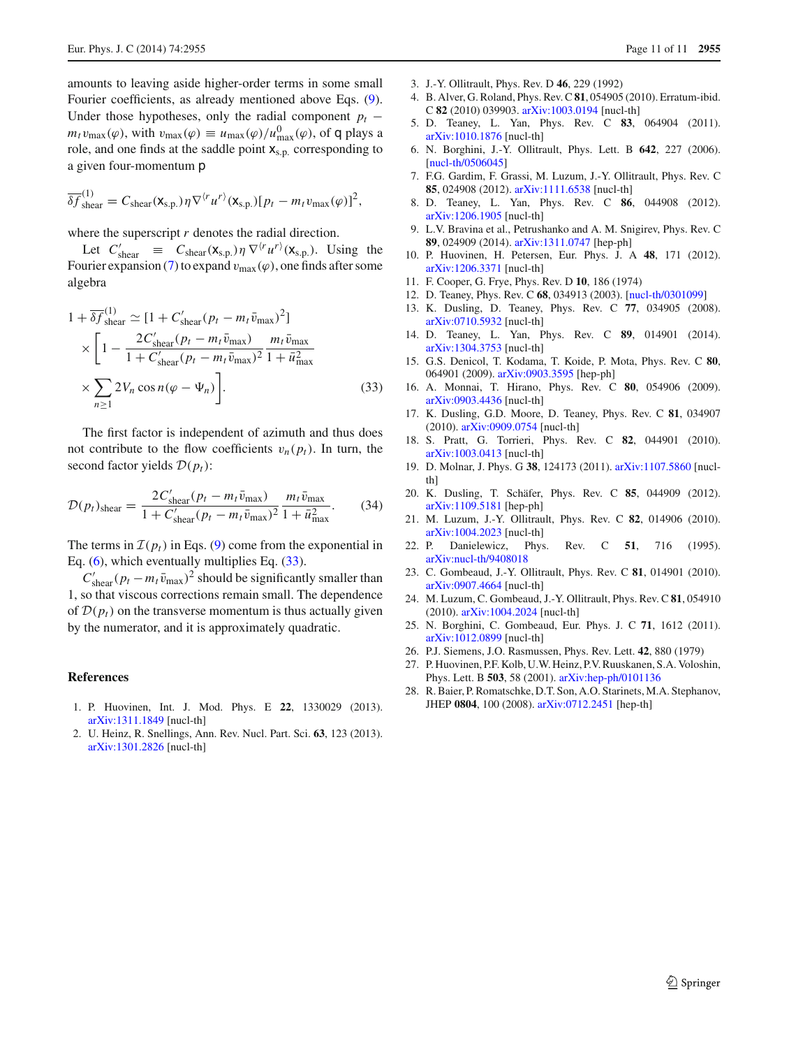amounts to leaving aside higher-order terms in some small Fourier coefficients, as already mentioned above Eqs. (9). Under those hypotheses, only the radial component $p_t - m_t v_{\max}(\varphi)$, with $v_{\max}(\varphi) \equiv u_{\max}(\varphi)/u^0_{\max}(\varphi)$, of $\mathsf{q}$ plays a role, and one finds at the saddle point $\mathsf{x}_{\text{s.p.}}$ corresponding to a given four-momentum $\mathsf{p}$

$$\overline{\delta f}^{(1)}_{\text{shear}} = C_{\text{shear}}(\mathsf{x}_{\text{s.p.}}) \eta \nabla^{\langle r} u^{r \rangle}(\mathsf{x}_{\text{s.p.}}) [p_t - m_t v_{\max}(\varphi)]^2,$$

where the superscript $r$ denotes the radial direction.

Let $C'_{\text{shear}} \equiv C_{\text{shear}}(\mathsf{x}_{\text{s.p.}}) \eta \nabla^{\langle r} u^{r \rangle}(\mathsf{x}_{\text{s.p.}})$. Using the Fourier expansion (7) to expand $v_{\max}(\varphi)$, one finds after some algebra

$$1 + \overline{\delta f}^{(1)}_{\text{shear}} \simeq [1 + C'_{\text{shear}}(p_t - m_t \bar{v}_{\max})^2] \\ \times \left[ 1 - \frac{2C'_{\text{shear}}(p_t - m_t \bar{v}_{\max})}{1 + C'_{\text{shear}}(p_t - m_t \bar{v}_{\max})^2} \frac{m_t \bar{v}_{\max}}{1 + \bar{u}^2_{\max}} \times \sum_{n \geq 1} 2V_n \cos n(\varphi - \Psi_n) \right]. \tag{33}$$

The first factor is independent of azimuth and thus does not contribute to the flow coefficients $v_n(p_t)$. In turn, the second factor yields $\mathcal{D}(p_t)$:

$$\mathcal{D}(p_t)_{\text{shear}} = \frac{2C'_{\text{shear}}(p_t - m_t \bar{v}_{\max})}{1 + C'_{\text{shear}}(p_t - m_t \bar{v}_{\max})^2} \frac{m_t \bar{v}_{\max}}{1 + \bar{u}^2_{\max}}. \tag{34}$$

The terms in $\mathcal{I}(p_t)$ in Eqs. (9) come from the exponential in Eq. (6), which eventually multiplies Eq. (33).

$C'_{\text{shear}}(p_t - m_t \bar{v}_{\max})^2$ should be significantly smaller than 1, so that viscous corrections remain small. The dependence of $\mathcal{D}(p_t)$ on the transverse momentum is thus actually given by the numerator, and it is approximately quadratic.

## References

1. P. Huovinen, Int. J. Mod. Phys. E **22**, 1330029 (2013). arXiv:1311.1849 [nucl-th]
2. U. Heinz, R. Snellings, Ann. Rev. Nucl. Part. Sci. **63**, 123 (2013). arXiv:1301.2826 [nucl-th]
3. J.-Y. Ollitrault, Phys. Rev. D **46**, 229 (1992)
4. B. Alver, G. Roland, Phys. Rev. C **81**, 054905 (2010). Erratum-ibid. C **82** (2010) 039903. arXiv:1003.0194 [nucl-th]
5. D. Teaney, L. Yan, Phys. Rev. C **83**, 064904 (2011). arXiv:1010.1876 [nucl-th]
6. N. Borghini, J.-Y. Ollitrault, Phys. Lett. B **642**, 227 (2006). [nucl-th/0506045]
7. F.G. Gardim, F. Grassi, M. Luzum, J.-Y. Ollitrault, Phys. Rev. C **85**, 024908 (2012). arXiv:1111.6538 [nucl-th]
8. D. Teaney, L. Yan, Phys. Rev. C **86**, 044908 (2012). arXiv:1206.1905 [nucl-th]
9. L.V. Bravina et al., Petrushanko and A. M. Snigirev, Phys. Rev. C **89**, 024909 (2014). arXiv:1311.0747 [hep-ph]
10. P. Huovinen, H. Petersen, Eur. Phys. J. A **48**, 171 (2012). arXiv:1206.3371 [nucl-th]
11. F. Cooper, G. Frye, Phys. Rev. D **10**, 186 (1974)
12. D. Teaney, Phys. Rev. C **68**, 034913 (2003). [nucl-th/0301099]
13. K. Dusling, D. Teaney, Phys. Rev. C **77**, 034905 (2008). arXiv:0710.5932 [nucl-th]
14. D. Teaney, L. Yan, Phys. Rev. C **89**, 014901 (2014). arXiv:1304.3753 [nucl-th]
15. G.S. Denicol, T. Kodama, T. Koide, P. Mota, Phys. Rev. C **80**, 064901 (2009). arXiv:0903.3595 [hep-ph]
16. A. Monnai, T. Hirano, Phys. Rev. C **80**, 054906 (2009). arXiv:0903.4436 [nucl-th]
17. K. Dusling, G.D. Moore, D. Teaney, Phys. Rev. C **81**, 034907 (2010). arXiv:0909.0754 [nucl-th]
18. S. Pratt, G. Torrieri, Phys. Rev. C **82**, 044901 (2010). arXiv:1003.0413 [nucl-th]
19. D. Molnar, J. Phys. G **38**, 124173 (2011). arXiv:1107.5860 [nucl-th]
20. K. Dusling, T. Schäfer, Phys. Rev. C **85**, 044909 (2012). arXiv:1109.5181 [hep-ph]
21. M. Luzum, J.-Y. Ollitrault, Phys. Rev. C **82**, 014906 (2010). arXiv:1004.2023 [nucl-th]
22. P. Danielewicz, Phys. Rev. C **51**, 716 (1995). arXiv:nucl-th/9408018
23. C. Gombeaud, J.-Y. Ollitrault, Phys. Rev. C **81**, 014901 (2010). arXiv:0907.4664 [nucl-th]
24. M. Luzum, C. Gombeaud, J.-Y. Ollitrault, Phys. Rev. C **81**, 054910 (2010). arXiv:1004.2024 [nucl-th]
25. N. Borghini, C. Gombeaud, Eur. Phys. J. C **71**, 1612 (2011). arXiv:1012.0899 [nucl-th]
26. P.J. Siemens, J.O. Rasmussen, Phys. Rev. Lett. **42**, 880 (1979)
27. P. Huovinen, P.F. Kolb, U.W. Heinz, P.V. Ruuskanen, S.A. Voloshin, Phys. Lett. B **503**, 58 (2001). arXiv:hep-ph/0101136
28. R. Baier, P. Romatschke, D.T. Son, A.O. Starinets, M.A. Stephanov, JHEP **0804**, 100 (2008). arXiv:0712.2451 [hep-th]